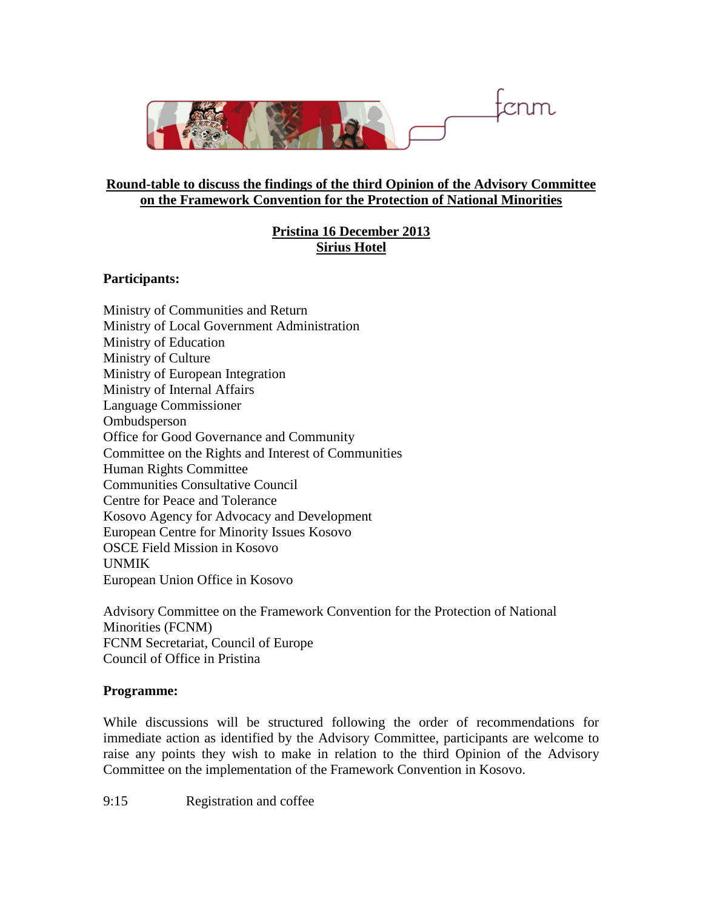**Round-table to discuss the findings of the third Opinion of the Advisory Committee on the Framework Convention for the Protection of National Minorities**

**Pristina 16 December 2013**
**Sirius Hotel**

**Participants:**

Ministry of Communities and Return
Ministry of Local Government Administration
Ministry of Education
Ministry of Culture
Ministry of European Integration
Ministry of Internal Affairs
Language Commissioner
Ombudsperson
Office for Good Governance and Community
Committee on the Rights and Interest of Communities
Human Rights Committee
Communities Consultative Council
Centre for Peace and Tolerance
Kosovo Agency for Advocacy and Development
European Centre for Minority Issues Kosovo
OSCE Field Mission in Kosovo
UNMIK
European Union Office in Kosovo

Advisory Committee on the Framework Convention for the Protection of National Minorities (FCNM)
FCNM Secretariat, Council of Europe
Council of Office in Pristina

**Programme:**

While discussions will be structured following the order of recommendations for immediate action as identified by the Advisory Committee, participants are welcome to raise any points they wish to make in relation to the third Opinion of the Advisory Committee on the implementation of the Framework Convention in Kosovo.

9:15 Registration and coffee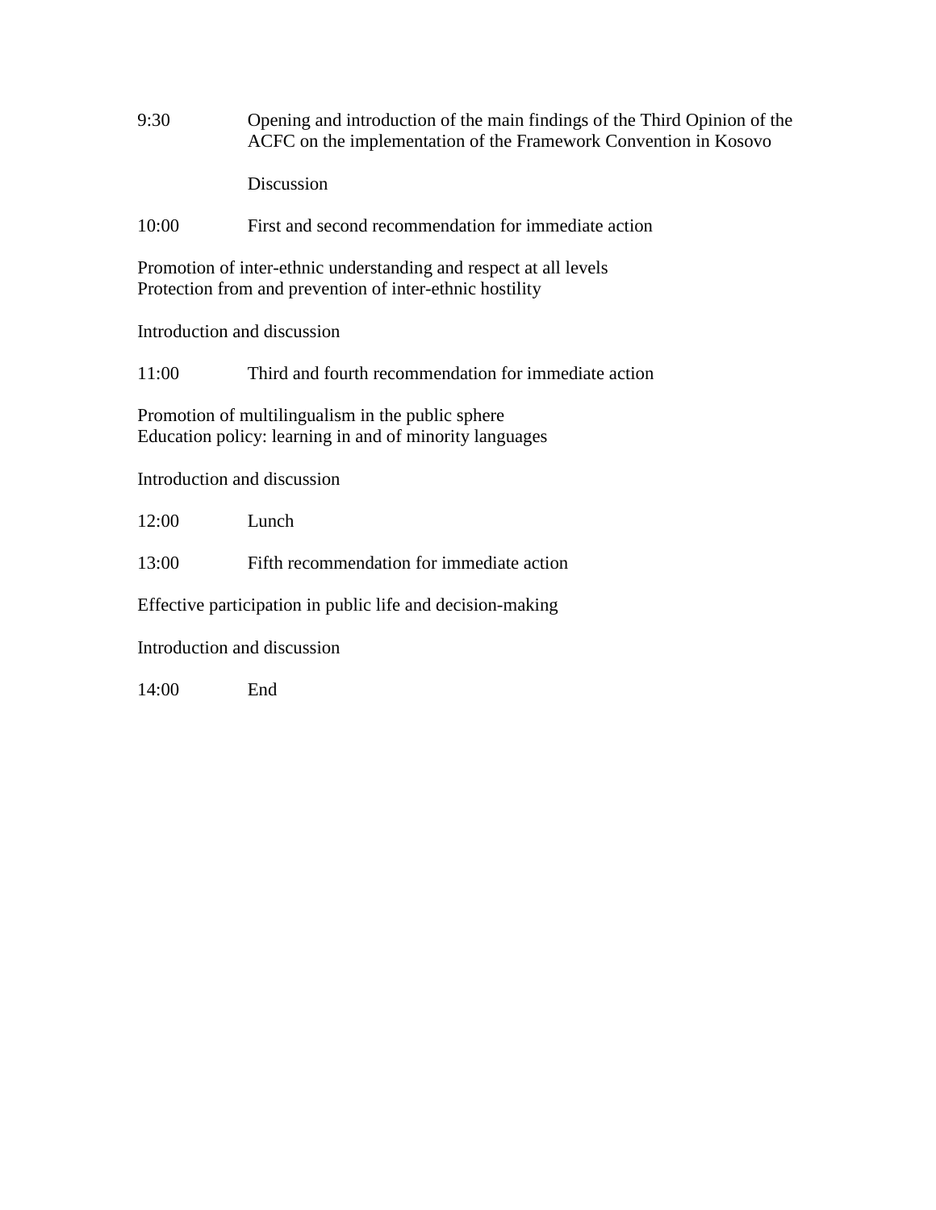9:30 Opening and introduction of the main findings of the Third Opinion of the ACFC on the implementation of the Framework Convention in Kosovo

Discussion

10:00 First and second recommendation for immediate action

Promotion of inter-ethnic understanding and respect at all levels
Protection from and prevention of inter-ethnic hostility

Introduction and discussion

11:00 Third and fourth recommendation for immediate action

Promotion of multilingualism in the public sphere
Education policy: learning in and of minority languages

Introduction and discussion

12:00 Lunch

13:00 Fifth recommendation for immediate action

Effective participation in public life and decision-making

Introduction and discussion

14:00 End